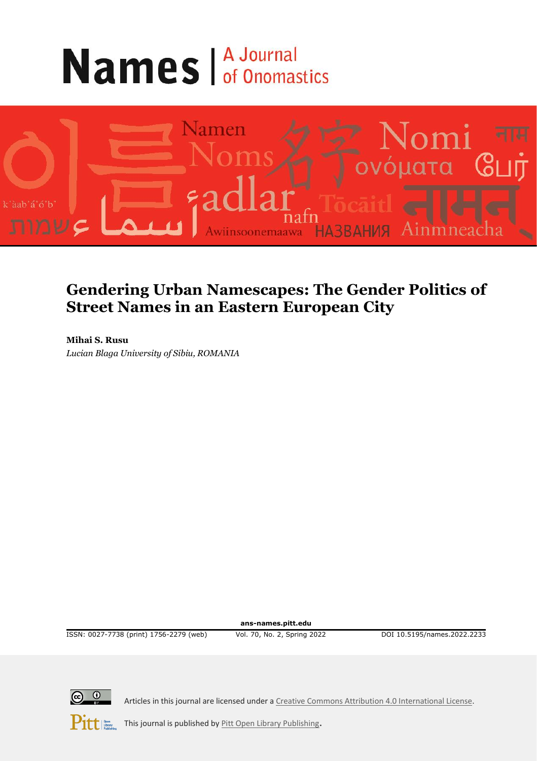# Names | A Journal of Onomastics

## Gendering Urban Namescapes: The Gender Politics of Street Names in an Eastern European City

**Mihai S. Rusu**
*Lucian Blaga University of Sibiu, ROMANIA*

**ans-names.pitt.edu**

ISSN: 0027-7738 (print) 1756-2279 (web) Vol. 70, No. 2, Spring 2022 DOI 10.5195/names.2022.2233

Articles in this journal are licensed under a Creative Commons Attribution 4.0 International License.

This journal is published by Pitt Open Library Publishing.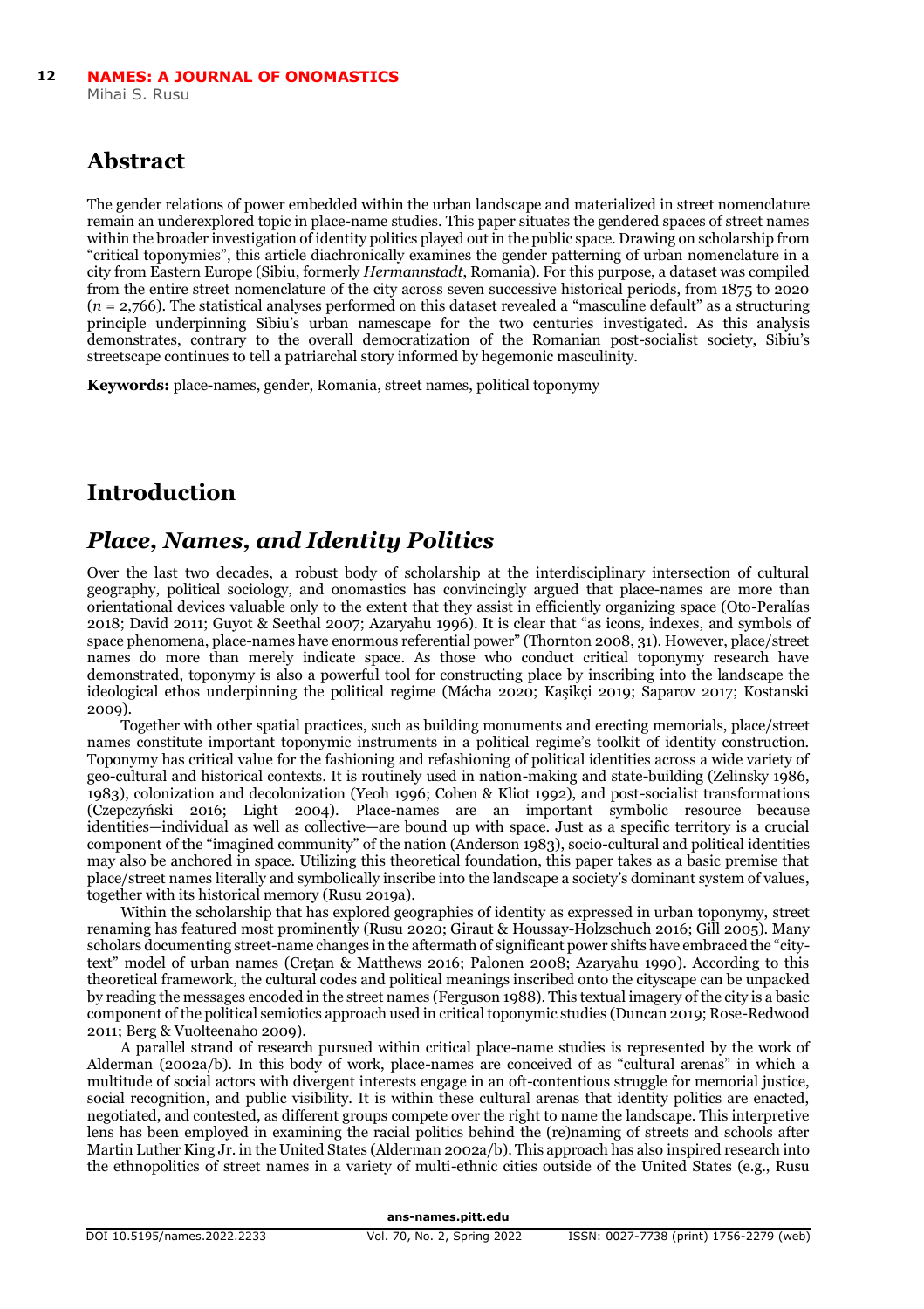## Abstract

The gender relations of power embedded within the urban landscape and materialized in street nomenclature remain an underexplored topic in place-name studies. This paper situates the gendered spaces of street names within the broader investigation of identity politics played out in the public space. Drawing on scholarship from "critical toponymies", this article diachronically examines the gender patterning of urban nomenclature in a city from Eastern Europe (Sibiu, formerly *Hermannstadt*, Romania). For this purpose, a dataset was compiled from the entire street nomenclature of the city across seven successive historical periods, from 1875 to 2020 ($n$ = 2,766). The statistical analyses performed on this dataset revealed a "masculine default" as a structuring principle underpinning Sibiu's urban namescape for the two centuries investigated. As this analysis demonstrates, contrary to the overall democratization of the Romanian post-socialist society, Sibiu's streetscape continues to tell a patriarchal story informed by hegemonic masculinity.

**Keywords:** place-names, gender, Romania, street names, political toponymy

## Introduction

### *Place, Names, and Identity Politics*

Over the last two decades, a robust body of scholarship at the interdisciplinary intersection of cultural geography, political sociology, and onomastics has convincingly argued that place-names are more than orientational devices valuable only to the extent that they assist in efficiently organizing space (Oto-Peralías 2018; David 2011; Guyot & Seethal 2007; Azaryahu 1996). It is clear that "as icons, indexes, and symbols of space phenomena, place-names have enormous referential power" (Thornton 2008, 31). However, place/street names do more than merely indicate space. As those who conduct critical toponymy research have demonstrated, toponymy is also a powerful tool for constructing place by inscribing into the landscape the ideological ethos underpinning the political regime (Mácha 2020; Kaşikçi 2019; Saparov 2017; Kostanski 2009).

Together with other spatial practices, such as building monuments and erecting memorials, place/street names constitute important toponymic instruments in a political regime's toolkit of identity construction. Toponymy has critical value for the fashioning and refashioning of political identities across a wide variety of geo-cultural and historical contexts. It is routinely used in nation-making and state-building (Zelinsky 1986, 1983), colonization and decolonization (Yeoh 1996; Cohen & Kliot 1992), and post-socialist transformations (Czepczyński 2016; Light 2004). Place-names are an important symbolic resource because identities—individual as well as collective—are bound up with space. Just as a specific territory is a crucial component of the "imagined community" of the nation (Anderson 1983), socio-cultural and political identities may also be anchored in space. Utilizing this theoretical foundation, this paper takes as a basic premise that place/street names literally and symbolically inscribe into the landscape a society's dominant system of values, together with its historical memory (Rusu 2019a).

Within the scholarship that has explored geographies of identity as expressed in urban toponymy, street renaming has featured most prominently (Rusu 2020; Giraut & Houssay-Holzschuch 2016; Gill 2005). Many scholars documenting street-name changes in the aftermath of significant power shifts have embraced the "city-text" model of urban names (Creţan & Matthews 2016; Palonen 2008; Azaryahu 1990). According to this theoretical framework, the cultural codes and political meanings inscribed onto the cityscape can be unpacked by reading the messages encoded in the street names (Ferguson 1988). This textual imagery of the city is a basic component of the political semiotics approach used in critical toponymic studies (Duncan 2019; Rose-Redwood 2011; Berg & Vuolteenaho 2009).

A parallel strand of research pursued within critical place-name studies is represented by the work of Alderman (2002a/b). In this body of work, place-names are conceived of as "cultural arenas" in which a multitude of social actors with divergent interests engage in an oft-contentious struggle for memorial justice, social recognition, and public visibility. It is within these cultural arenas that identity politics are enacted, negotiated, and contested, as different groups compete over the right to name the landscape. This interpretive lens has been employed in examining the racial politics behind the (re)naming of streets and schools after Martin Luther King Jr. in the United States (Alderman 2002a/b). This approach has also inspired research into the ethnopolitics of street names in a variety of multi-ethnic cities outside of the United States (e.g., Rusu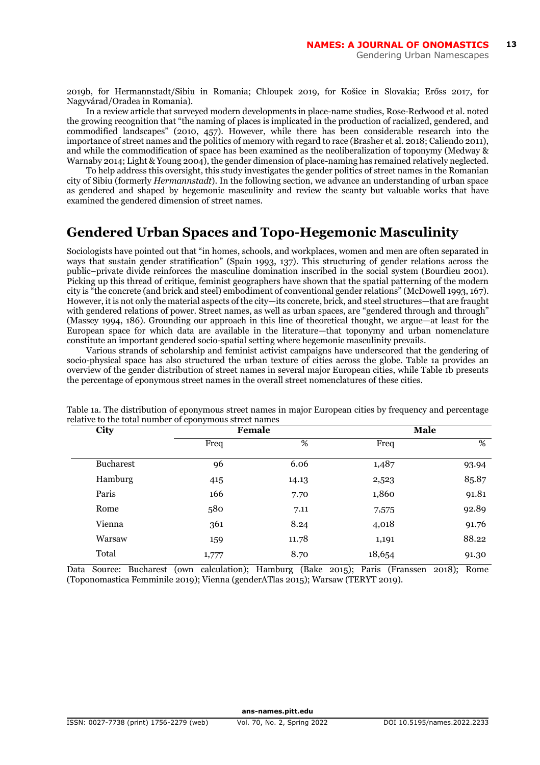2019b, for Hermannstadt/Sibiu in Romania; Chloupek 2019, for Košice in Slovakia; Erőss 2017, for Nagyvárad/Oradea in Romania).

In a review article that surveyed modern developments in place-name studies, Rose-Redwood et al. noted the growing recognition that "the naming of places is implicated in the production of racialized, gendered, and commodified landscapes" (2010, 457). However, while there has been considerable research into the importance of street names and the politics of memory with regard to race (Brasher et al. 2018; Caliendo 2011), and while the commodification of space has been examined as the neoliberalization of toponymy (Medway & Warnaby 2014; Light & Young 2004), the gender dimension of place-naming has remained relatively neglected.

To help address this oversight, this study investigates the gender politics of street names in the Romanian city of Sibiu (formerly *Hermannstadt*). In the following section, we advance an understanding of urban space as gendered and shaped by hegemonic masculinity and review the scanty but valuable works that have examined the gendered dimension of street names.

## Gendered Urban Spaces and Topo-Hegemonic Masculinity

Sociologists have pointed out that "in homes, schools, and workplaces, women and men are often separated in ways that sustain gender stratification" (Spain 1993, 137). This structuring of gender relations across the public–private divide reinforces the masculine domination inscribed in the social system (Bourdieu 2001). Picking up this thread of critique, feminist geographers have shown that the spatial patterning of the modern city is "the concrete (and brick and steel) embodiment of conventional gender relations" (McDowell 1993, 167). However, it is not only the material aspects of the city—its concrete, brick, and steel structures—that are fraught with gendered relations of power. Street names, as well as urban spaces, are "gendered through and through" (Massey 1994, 186). Grounding our approach in this line of theoretical thought, we argue—at least for the European space for which data are available in the literature—that toponymy and urban nomenclature constitute an important gendered socio-spatial setting where hegemonic masculinity prevails.

Various strands of scholarship and feminist activist campaigns have underscored that the gendering of socio-physical space has also structured the urban texture of cities across the globe. Table 1a provides an overview of the gender distribution of street names in several major European cities, while Table 1b presents the percentage of eponymous street names in the overall street nomenclatures of these cities.

Table 1a. The distribution of eponymous street names in major European cities by frequency and percentage relative to the total number of eponymous street names

| City | Female | | Male | |
|---|---|---|---|---|
| | Freq | % | Freq | % |
| Bucharest | 96 | 6.06 | 1,487 | 93.94 |
| Hamburg | 415 | 14.13 | 2,523 | 85.87 |
| Paris | 166 | 7.70 | 1,860 | 91.81 |
| Rome | 580 | 7.11 | 7,575 | 92.89 |
| Vienna | 361 | 8.24 | 4,018 | 91.76 |
| Warsaw | 159 | 11.78 | 1,191 | 88.22 |
| Total | 1,777 | 8.70 | 18,654 | 91.30 |

Data Source: Bucharest (own calculation); Hamburg (Bake 2015); Paris (Franssen 2018); Rome (Toponomastica Femminile 2019); Vienna (genderATlas 2015); Warsaw (TERYT 2019).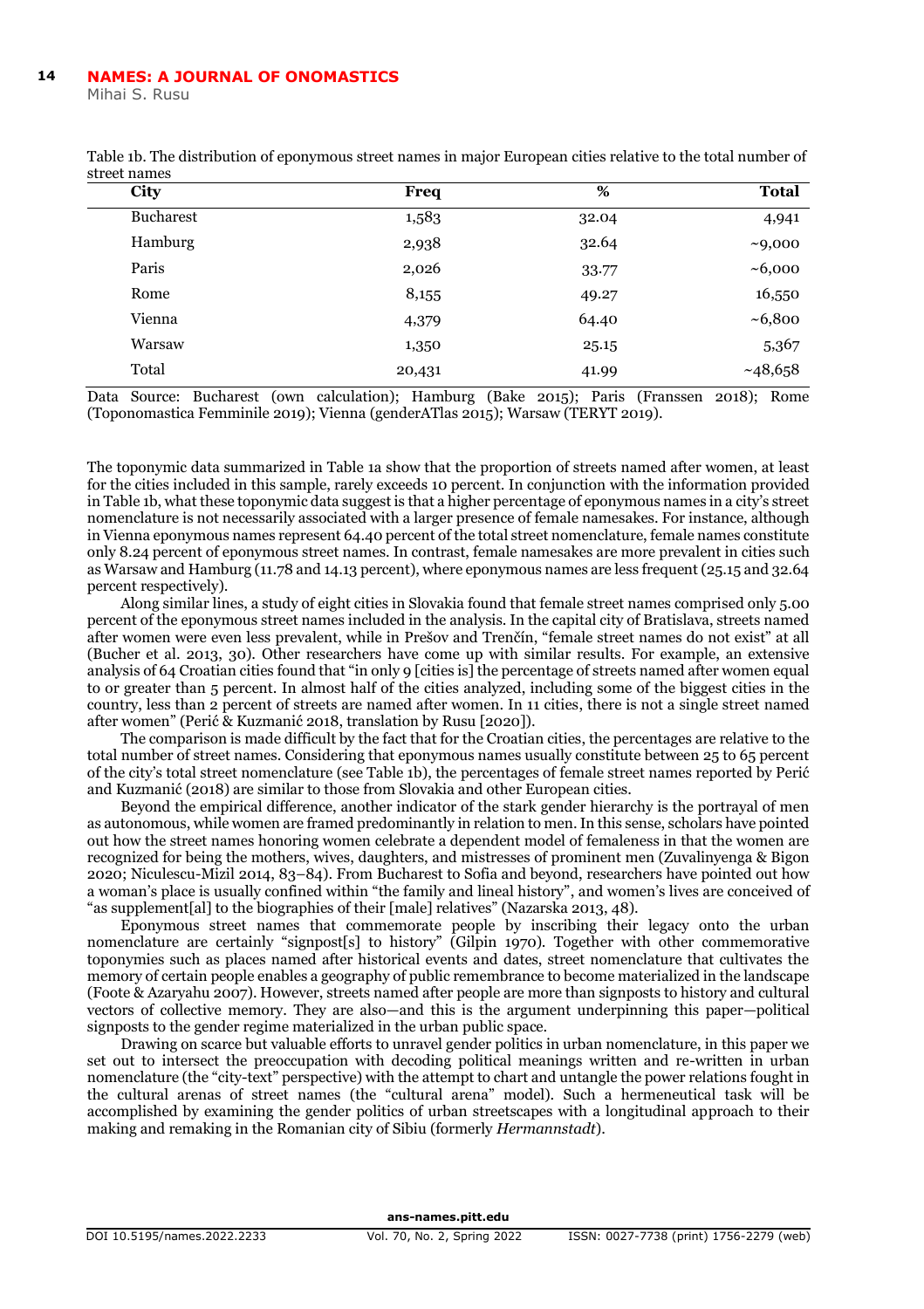Table 1b. The distribution of eponymous street names in major European cities relative to the total number of street names

| City | Freq | % | Total |
|---|---|---|---|
| Bucharest | 1,583 | 32.04 | 4,941 |
| Hamburg | 2,938 | 32.64 | ~9,000 |
| Paris | 2,026 | 33.77 | ~6,000 |
| Rome | 8,155 | 49.27 | 16,550 |
| Vienna | 4,379 | 64.40 | ~6,800 |
| Warsaw | 1,350 | 25.15 | 5,367 |
| Total | 20,431 | 41.99 | ~48,658 |

Data Source: Bucharest (own calculation); Hamburg (Bake 2015); Paris (Franssen 2018); Rome (Toponomastica Femminile 2019); Vienna (genderATlas 2015); Warsaw (TERYT 2019).

The toponymic data summarized in Table 1a show that the proportion of streets named after women, at least for the cities included in this sample, rarely exceeds 10 percent. In conjunction with the information provided in Table 1b, what these toponymic data suggest is that a higher percentage of eponymous names in a city's street nomenclature is not necessarily associated with a larger presence of female namesakes. For instance, although in Vienna eponymous names represent 64.40 percent of the total street nomenclature, female names constitute only 8.24 percent of eponymous street names. In contrast, female namesakes are more prevalent in cities such as Warsaw and Hamburg (11.78 and 14.13 percent), where eponymous names are less frequent (25.15 and 32.64 percent respectively).

Along similar lines, a study of eight cities in Slovakia found that female street names comprised only 5.00 percent of the eponymous street names included in the analysis. In the capital city of Bratislava, streets named after women were even less prevalent, while in Prešov and Trenčín, "female street names do not exist" at all (Bucher et al. 2013, 30). Other researchers have come up with similar results. For example, an extensive analysis of 64 Croatian cities found that "in only 9 [cities is] the percentage of streets named after women equal to or greater than 5 percent. In almost half of the cities analyzed, including some of the biggest cities in the country, less than 2 percent of streets are named after women. In 11 cities, there is not a single street named after women" (Perić & Kuzmanić 2018, translation by Rusu [2020]).

The comparison is made difficult by the fact that for the Croatian cities, the percentages are relative to the total number of street names. Considering that eponymous names usually constitute between 25 to 65 percent of the city's total street nomenclature (see Table 1b), the percentages of female street names reported by Perić and Kuzmanić (2018) are similar to those from Slovakia and other European cities.

Beyond the empirical difference, another indicator of the stark gender hierarchy is the portrayal of men as autonomous, while women are framed predominantly in relation to men. In this sense, scholars have pointed out how the street names honoring women celebrate a dependent model of femaleness in that the women are recognized for being the mothers, wives, daughters, and mistresses of prominent men (Zuvalinyenga & Bigon 2020; Niculescu-Mizil 2014, 83–84). From Bucharest to Sofia and beyond, researchers have pointed out how a woman's place is usually confined within "the family and lineal history", and women's lives are conceived of "as supplement[al] to the biographies of their [male] relatives" (Nazarska 2013, 48).

Eponymous street names that commemorate people by inscribing their legacy onto the urban nomenclature are certainly "signpost[s] to history" (Gilpin 1970). Together with other commemorative toponymies such as places named after historical events and dates, street nomenclature that cultivates the memory of certain people enables a geography of public remembrance to become materialized in the landscape (Foote & Azaryahu 2007). However, streets named after people are more than signposts to history and cultural vectors of collective memory. They are also—and this is the argument underpinning this paper—political signposts to the gender regime materialized in the urban public space.

Drawing on scarce but valuable efforts to unravel gender politics in urban nomenclature, in this paper we set out to intersect the preoccupation with decoding political meanings written and re-written in urban nomenclature (the "city-text" perspective) with the attempt to chart and untangle the power relations fought in the cultural arenas of street names (the "cultural arena" model). Such a hermeneutical task will be accomplished by examining the gender politics of urban streetscapes with a longitudinal approach to their making and remaking in the Romanian city of Sibiu (formerly *Hermannstadt*).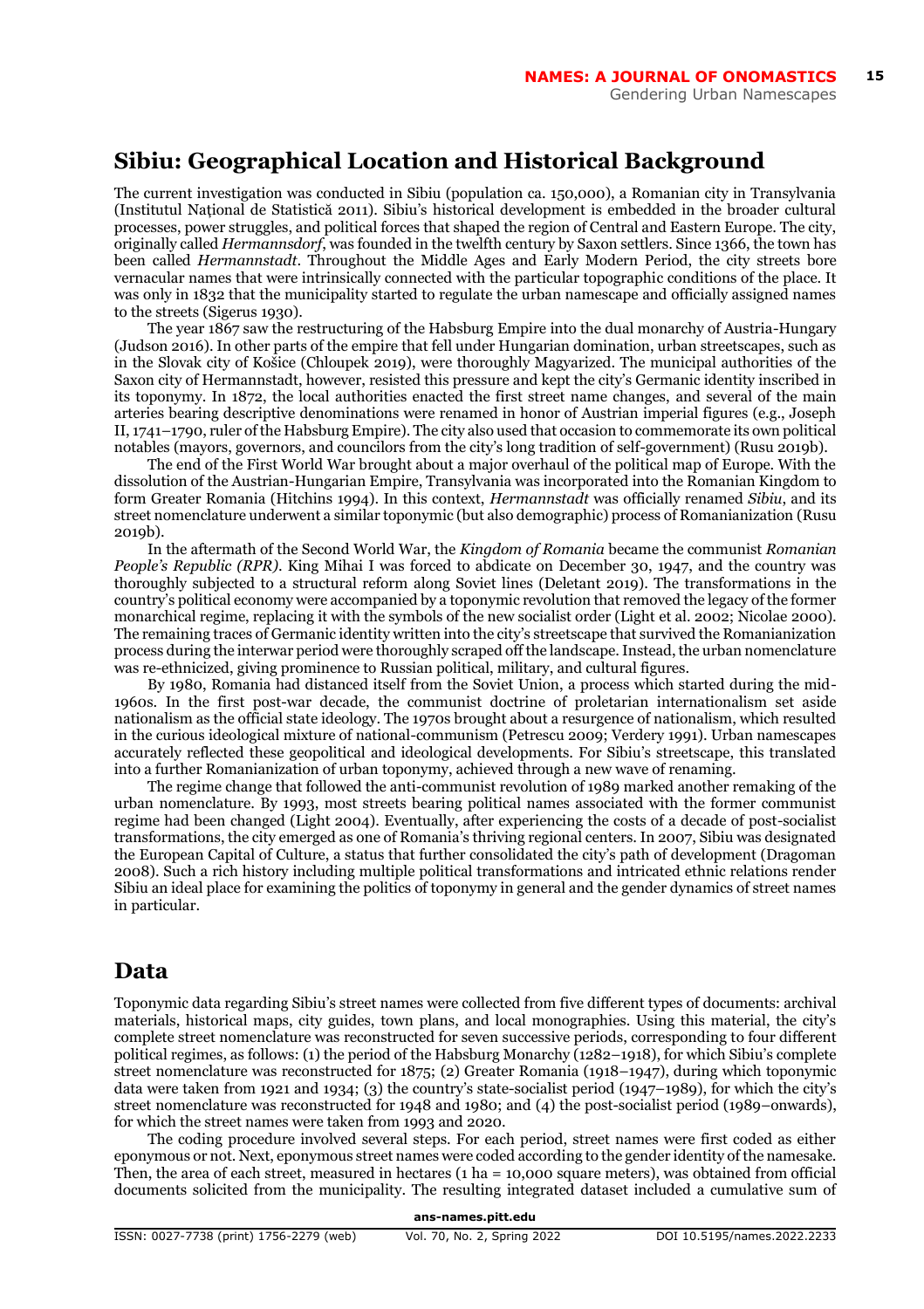## Sibiu: Geographical Location and Historical Background

The current investigation was conducted in Sibiu (population ca. 150,000), a Romanian city in Transylvania (Institutul Național de Statistică 2011). Sibiu's historical development is embedded in the broader cultural processes, power struggles, and political forces that shaped the region of Central and Eastern Europe. The city, originally called *Hermannsdorf*, was founded in the twelfth century by Saxon settlers. Since 1366, the town has been called *Hermannstadt*. Throughout the Middle Ages and Early Modern Period, the city streets bore vernacular names that were intrinsically connected with the particular topographic conditions of the place. It was only in 1832 that the municipality started to regulate the urban namescape and officially assigned names to the streets (Sigerus 1930).

The year 1867 saw the restructuring of the Habsburg Empire into the dual monarchy of Austria-Hungary (Judson 2016). In other parts of the empire that fell under Hungarian domination, urban streetscapes, such as in the Slovak city of Košice (Chloupek 2019), were thoroughly Magyarized. The municipal authorities of the Saxon city of Hermannstadt, however, resisted this pressure and kept the city's Germanic identity inscribed in its toponymy. In 1872, the local authorities enacted the first street name changes, and several of the main arteries bearing descriptive denominations were renamed in honor of Austrian imperial figures (e.g., Joseph II, 1741–1790, ruler of the Habsburg Empire). The city also used that occasion to commemorate its own political notables (mayors, governors, and councilors from the city's long tradition of self-government) (Rusu 2019b).

The end of the First World War brought about a major overhaul of the political map of Europe. With the dissolution of the Austrian-Hungarian Empire, Transylvania was incorporated into the Romanian Kingdom to form Greater Romania (Hitchins 1994). In this context, *Hermannstadt* was officially renamed *Sibiu*, and its street nomenclature underwent a similar toponymic (but also demographic) process of Romanianization (Rusu 2019b).

In the aftermath of the Second World War, the *Kingdom of Romania* became the communist *Romanian People's Republic (RPR)*. King Mihai I was forced to abdicate on December 30, 1947, and the country was thoroughly subjected to a structural reform along Soviet lines (Deletant 2019). The transformations in the country's political economy were accompanied by a toponymic revolution that removed the legacy of the former monarchical regime, replacing it with the symbols of the new socialist order (Light et al. 2002; Nicolae 2000). The remaining traces of Germanic identity written into the city's streetscape that survived the Romanianization process during the interwar period were thoroughly scraped off the landscape. Instead, the urban nomenclature was re-ethnicized, giving prominence to Russian political, military, and cultural figures.

By 1980, Romania had distanced itself from the Soviet Union, a process which started during the mid-1960s. In the first post-war decade, the communist doctrine of proletarian internationalism set aside nationalism as the official state ideology. The 1970s brought about a resurgence of nationalism, which resulted in the curious ideological mixture of national-communism (Petrescu 2009; Verdery 1991). Urban namescapes accurately reflected these geopolitical and ideological developments. For Sibiu's streetscape, this translated into a further Romanianization of urban toponymy, achieved through a new wave of renaming.

The regime change that followed the anti-communist revolution of 1989 marked another remaking of the urban nomenclature. By 1993, most streets bearing political names associated with the former communist regime had been changed (Light 2004). Eventually, after experiencing the costs of a decade of post-socialist transformations, the city emerged as one of Romania's thriving regional centers. In 2007, Sibiu was designated the European Capital of Culture, a status that further consolidated the city's path of development (Dragoman 2008). Such a rich history including multiple political transformations and intricated ethnic relations render Sibiu an ideal place for examining the politics of toponymy in general and the gender dynamics of street names in particular.

## Data

Toponymic data regarding Sibiu's street names were collected from five different types of documents: archival materials, historical maps, city guides, town plans, and local monographies. Using this material, the city's complete street nomenclature was reconstructed for seven successive periods, corresponding to four different political regimes, as follows: (1) the period of the Habsburg Monarchy (1282–1918), for which Sibiu's complete street nomenclature was reconstructed for 1875; (2) Greater Romania (1918–1947), during which toponymic data were taken from 1921 and 1934; (3) the country's state-socialist period (1947–1989), for which the city's street nomenclature was reconstructed for 1948 and 1980; and (4) the post-socialist period (1989–onwards), for which the street names were taken from 1993 and 2020.

The coding procedure involved several steps. For each period, street names were first coded as either eponymous or not. Next, eponymous street names were coded according to the gender identity of the namesake. Then, the area of each street, measured in hectares (1 ha = 10,000 square meters), was obtained from official documents solicited from the municipality. The resulting integrated dataset included a cumulative sum of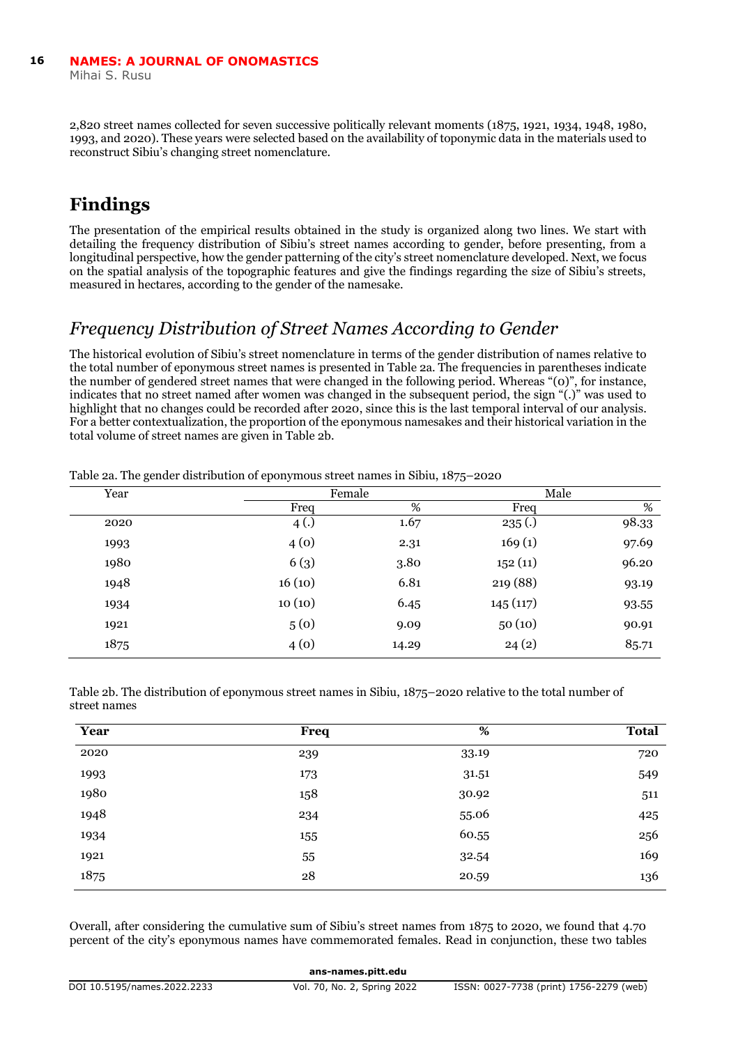2,820 street names collected for seven successive politically relevant moments (1875, 1921, 1934, 1948, 1980, 1993, and 2020). These years were selected based on the availability of toponymic data in the materials used to reconstruct Sibiu's changing street nomenclature.

## Findings

The presentation of the empirical results obtained in the study is organized along two lines. We start with detailing the frequency distribution of Sibiu's street names according to gender, before presenting, from a longitudinal perspective, how the gender patterning of the city's street nomenclature developed. Next, we focus on the spatial analysis of the topographic features and give the findings regarding the size of Sibiu's streets, measured in hectares, according to the gender of the namesake.

### *Frequency Distribution of Street Names According to Gender*

The historical evolution of Sibiu's street nomenclature in terms of the gender distribution of names relative to the total number of eponymous street names is presented in Table 2a. The frequencies in parentheses indicate the number of gendered street names that were changed in the following period. Whereas "(0)", for instance, indicates that no street named after women was changed in the subsequent period, the sign "(.)" was used to highlight that no changes could be recorded after 2020, since this is the last temporal interval of our analysis. For a better contextualization, the proportion of the eponymous namesakes and their historical variation in the total volume of street names are given in Table 2b.

Table 2a. The gender distribution of eponymous street names in Sibiu, 1875–2020

| Year | Female | | Male | |
|---|---|---|---|---|
| | Freq | % | Freq | % |
| 2020 | 4 (.) | 1.67 | 235 (.) | 98.33 |
| 1993 | 4 (0) | 2.31 | 169 (1) | 97.69 |
| 1980 | 6 (3) | 3.80 | 152 (11) | 96.20 |
| 1948 | 16 (10) | 6.81 | 219 (88) | 93.19 |
| 1934 | 10 (10) | 6.45 | 145 (117) | 93.55 |
| 1921 | 5 (0) | 9.09 | 50 (10) | 90.91 |
| 1875 | 4 (0) | 14.29 | 24 (2) | 85.71 |

Table 2b. The distribution of eponymous street names in Sibiu, 1875–2020 relative to the total number of street names

| **Year** | **Freq** | **%** | **Total** |
|---|---|---|---|
| 2020 | 239 | 33.19 | 720 |
| 1993 | 173 | 31.51 | 549 |
| 1980 | 158 | 30.92 | 511 |
| 1948 | 234 | 55.06 | 425 |
| 1934 | 155 | 60.55 | 256 |
| 1921 | 55 | 32.54 | 169 |
| 1875 | 28 | 20.59 | 136 |

Overall, after considering the cumulative sum of Sibiu's street names from 1875 to 2020, we found that 4.70 percent of the city's eponymous names have commemorated females. Read in conjunction, these two tables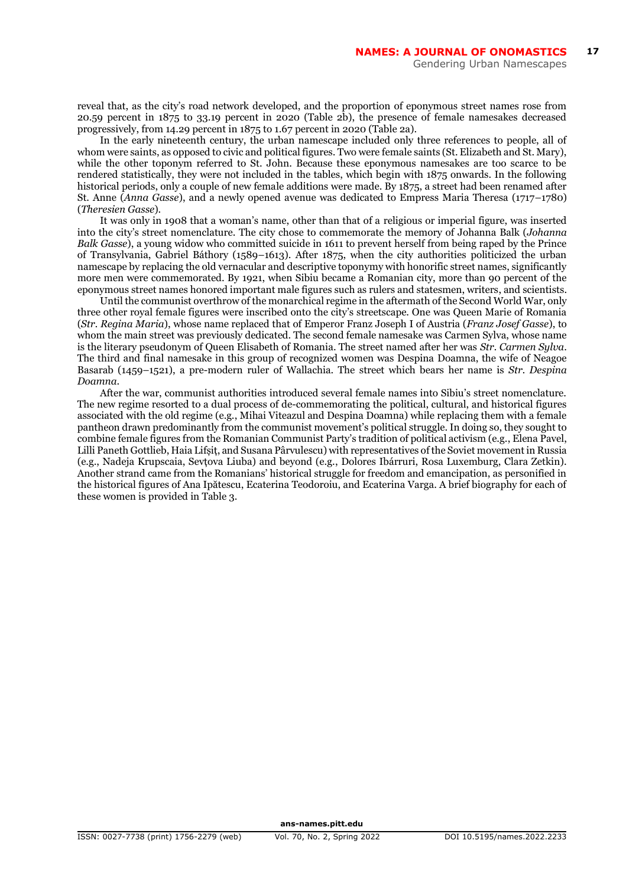reveal that, as the city's road network developed, and the proportion of eponymous street names rose from 20.59 percent in 1875 to 33.19 percent in 2020 (Table 2b), the presence of female namesakes decreased progressively, from 14.29 percent in 1875 to 1.67 percent in 2020 (Table 2a).

In the early nineteenth century, the urban namescape included only three references to people, all of whom were saints, as opposed to civic and political figures. Two were female saints (St. Elizabeth and St. Mary), while the other toponym referred to St. John. Because these eponymous namesakes are too scarce to be rendered statistically, they were not included in the tables, which begin with 1875 onwards. In the following historical periods, only a couple of new female additions were made. By 1875, a street had been renamed after St. Anne (*Anna Gasse*), and a newly opened avenue was dedicated to Empress Maria Theresa (1717–1780) (*Theresien Gasse*).

It was only in 1908 that a woman's name, other than that of a religious or imperial figure, was inserted into the city's street nomenclature. The city chose to commemorate the memory of Johanna Balk (*Johanna Balk Gasse*), a young widow who committed suicide in 1611 to prevent herself from being raped by the Prince of Transylvania, Gabriel Báthory (1589–1613). After 1875, when the city authorities politicized the urban namescape by replacing the old vernacular and descriptive toponymy with honorific street names, significantly more men were commemorated. By 1921, when Sibiu became a Romanian city, more than 90 percent of the eponymous street names honored important male figures such as rulers and statesmen, writers, and scientists.

Until the communist overthrow of the monarchical regime in the aftermath of the Second World War, only three other royal female figures were inscribed onto the city's streetscape. One was Queen Marie of Romania (*Str. Regina Maria*), whose name replaced that of Emperor Franz Joseph I of Austria (*Franz Josef Gasse*), to whom the main street was previously dedicated. The second female namesake was Carmen Sylva, whose name is the literary pseudonym of Queen Elisabeth of Romania. The street named after her was *Str. Carmen Sylva*. The third and final namesake in this group of recognized women was Despina Doamna, the wife of Neagoe Basarab (1459–1521), a pre-modern ruler of Wallachia. The street which bears her name is *Str. Despina Doamna*.

After the war, communist authorities introduced several female names into Sibiu's street nomenclature. The new regime resorted to a dual process of de-commemorating the political, cultural, and historical figures associated with the old regime (e.g., Mihai Viteazul and Despina Doamna) while replacing them with a female pantheon drawn predominantly from the communist movement's political struggle. In doing so, they sought to combine female figures from the Romanian Communist Party's tradition of political activism (e.g., Elena Pavel, Lilli Paneth Gottlieb, Haia Lifșiț, and Susana Pârvulescu) with representatives of the Soviet movement in Russia (e.g., Nadeja Krupscaia, Sevțova Liuba) and beyond (e.g., Dolores Ibárruri, Rosa Luxemburg, Clara Zetkin). Another strand came from the Romanians' historical struggle for freedom and emancipation, as personified in the historical figures of Ana Ipătescu, Ecaterina Teodoroiu, and Ecaterina Varga. A brief biography for each of these women is provided in Table 3.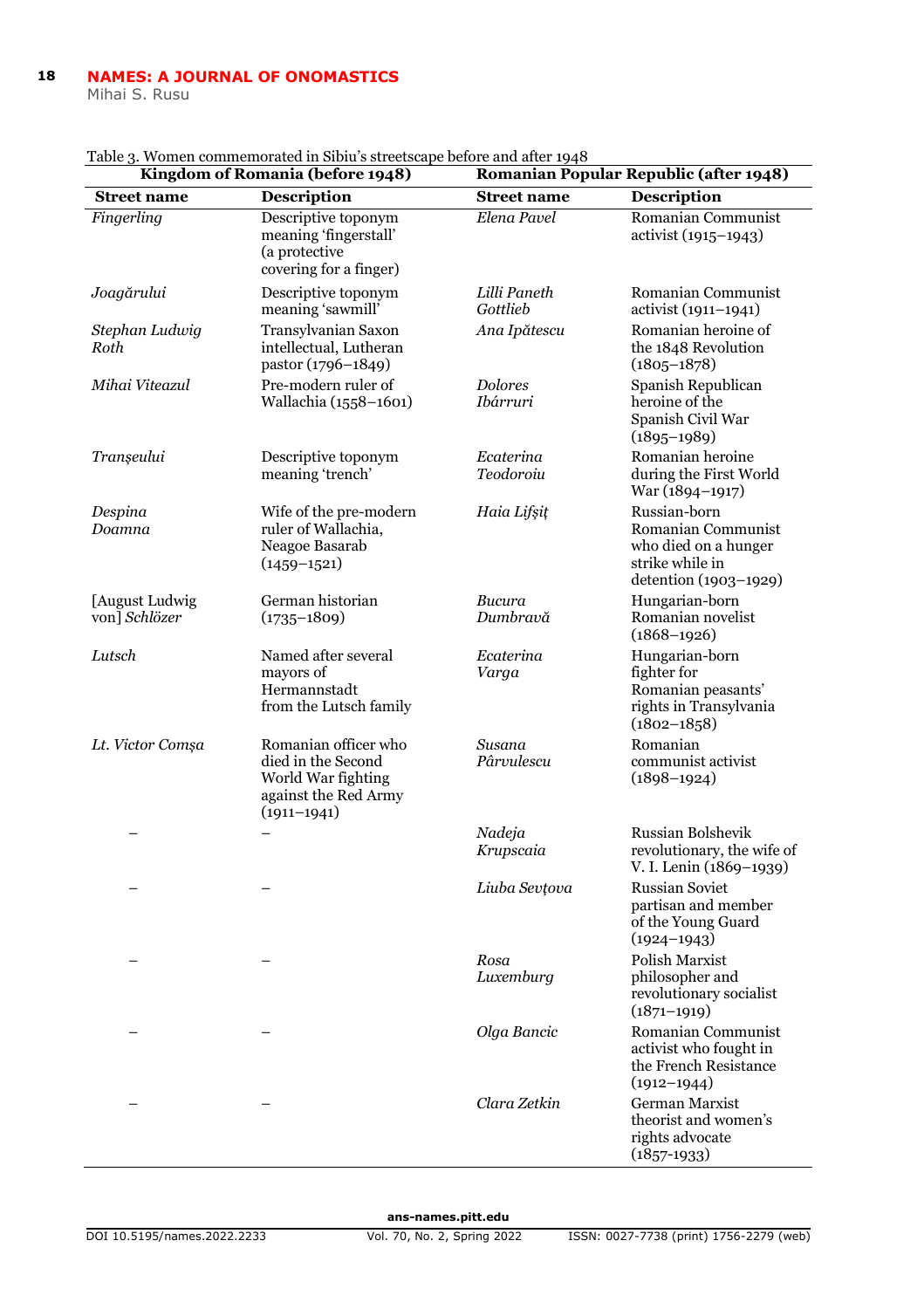Table 3. Women commemorated in Sibiu's streetscape before and after 1948

| Kingdom of Romania (before 1948) | | Romanian Popular Republic (after 1948) | |
|---|---|---|---|
| **Street name** | **Description** | **Street name** | **Description** |
| *Fingerling* | Descriptive toponym meaning 'fingerstall' (a protective covering for a finger) | *Elena Pavel* | Romanian Communist activist (1915–1943) |
| *Joagărului* | Descriptive toponym meaning 'sawmill' | *Lilli Paneth Gottlieb* | Romanian Communist activist (1911–1941) |
| *Stephan Ludwig Roth* | Transylvanian Saxon intellectual, Lutheran pastor (1796–1849) | *Ana Ipătescu* | Romanian heroine of the 1848 Revolution (1805–1878) |
| *Mihai Viteazul* | Pre-modern ruler of Wallachia (1558–1601) | *Dolores Ibárruri* | Spanish Republican heroine of the Spanish Civil War (1895–1989) |
| *Tranșeului* | Descriptive toponym meaning 'trench' | *Ecaterina Teodoroiu* | Romanian heroine during the First World War (1894–1917) |
| *Despina Doamna* | Wife of the pre-modern ruler of Wallachia, Neagoe Basarab (1459–1521) | *Haia Lifșiț* | Russian-born Romanian Communist who died on a hunger strike while in detention (1903–1929) |
| [August Ludwig von] *Schlözer* | German historian (1735–1809) | *Bucura Dumbravă* | Hungarian-born Romanian novelist (1868–1926) |
| *Lutsch* | Named after several mayors of Hermannstadt from the Lutsch family | *Ecaterina Varga* | Hungarian-born fighter for Romanian peasants' rights in Transylvania (1802–1858) |
| *Lt. Victor Comșa* | Romanian officer who died in the Second World War fighting against the Red Army (1911–1941) | *Susana Pârvulescu* | Romanian communist activist (1898–1924) |
| – | – | *Nadeja Krupscaia* | Russian Bolshevik revolutionary, the wife of V. I. Lenin (1869–1939) |
| – | – | *Liuba Sevțova* | Russian Soviet partisan and member of the Young Guard (1924–1943) |
| – | – | *Rosa Luxemburg* | Polish Marxist philosopher and revolutionary socialist (1871–1919) |
| – | – | *Olga Bancic* | Romanian Communist activist who fought in the French Resistance (1912–1944) |
| – | – | *Clara Zetkin* | German Marxist theorist and women's rights advocate (1857-1933) |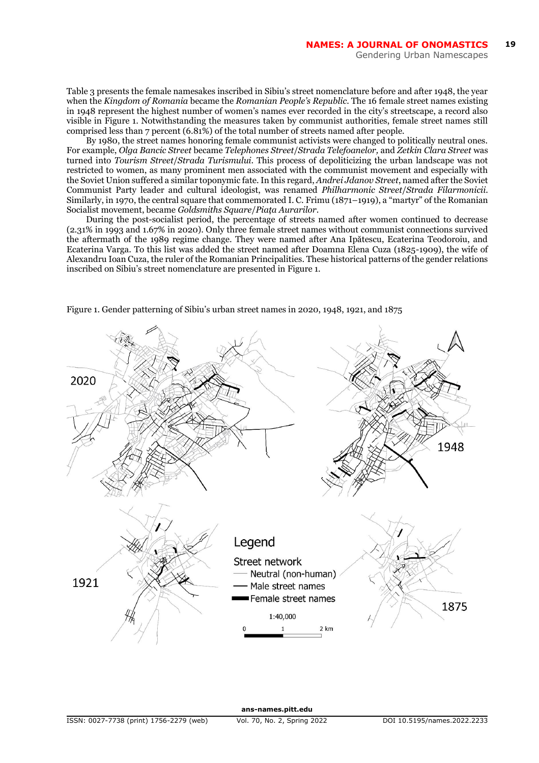Table 3 presents the female namesakes inscribed in Sibiu's street nomenclature before and after 1948, the year when the *Kingdom of Romania* became the *Romanian People's Republic*. The 16 female street names existing in 1948 represent the highest number of women's names ever recorded in the city's streetscape, a record also visible in Figure 1. Notwithstanding the measures taken by communist authorities, female street names still comprised less than 7 percent (6.81%) of the total number of streets named after people.

By 1980, the street names honoring female communist activists were changed to politically neutral ones. For example, *Olga Bancic Street* became *Telephones Street/Strada Telefoanelor*, and *Zetkin Clara Street* was turned into *Tourism Street/Strada Turismului*. This process of depoliticizing the urban landscape was not restricted to women, as many prominent men associated with the communist movement and especially with the Soviet Union suffered a similar toponymic fate. In this regard, *Andrei Jdanov Street*, named after the Soviet Communist Party leader and cultural ideologist, was renamed *Philharmonic Street/Strada Filarmonicii*. Similarly, in 1970, the central square that commemorated I. C. Frimu (1871–1919), a "martyr" of the Romanian Socialist movement, became *Goldsmiths Square/Piața Aurarilor*.

During the post-socialist period, the percentage of streets named after women continued to decrease (2.31% in 1993 and 1.67% in 2020). Only three female street names without communist connections survived the aftermath of the 1989 regime change. They were named after Ana Ipătescu, Ecaterina Teodoroiu, and Ecaterina Varga. To this list was added the street named after Doamna Elena Cuza (1825-1909), the wife of Alexandru Ioan Cuza, the ruler of the Romanian Principalities. These historical patterns of the gender relations inscribed on Sibiu's street nomenclature are presented in Figure 1.

Figure 1. Gender patterning of Sibiu's urban street names in 2020, 1948, 1921, and 1875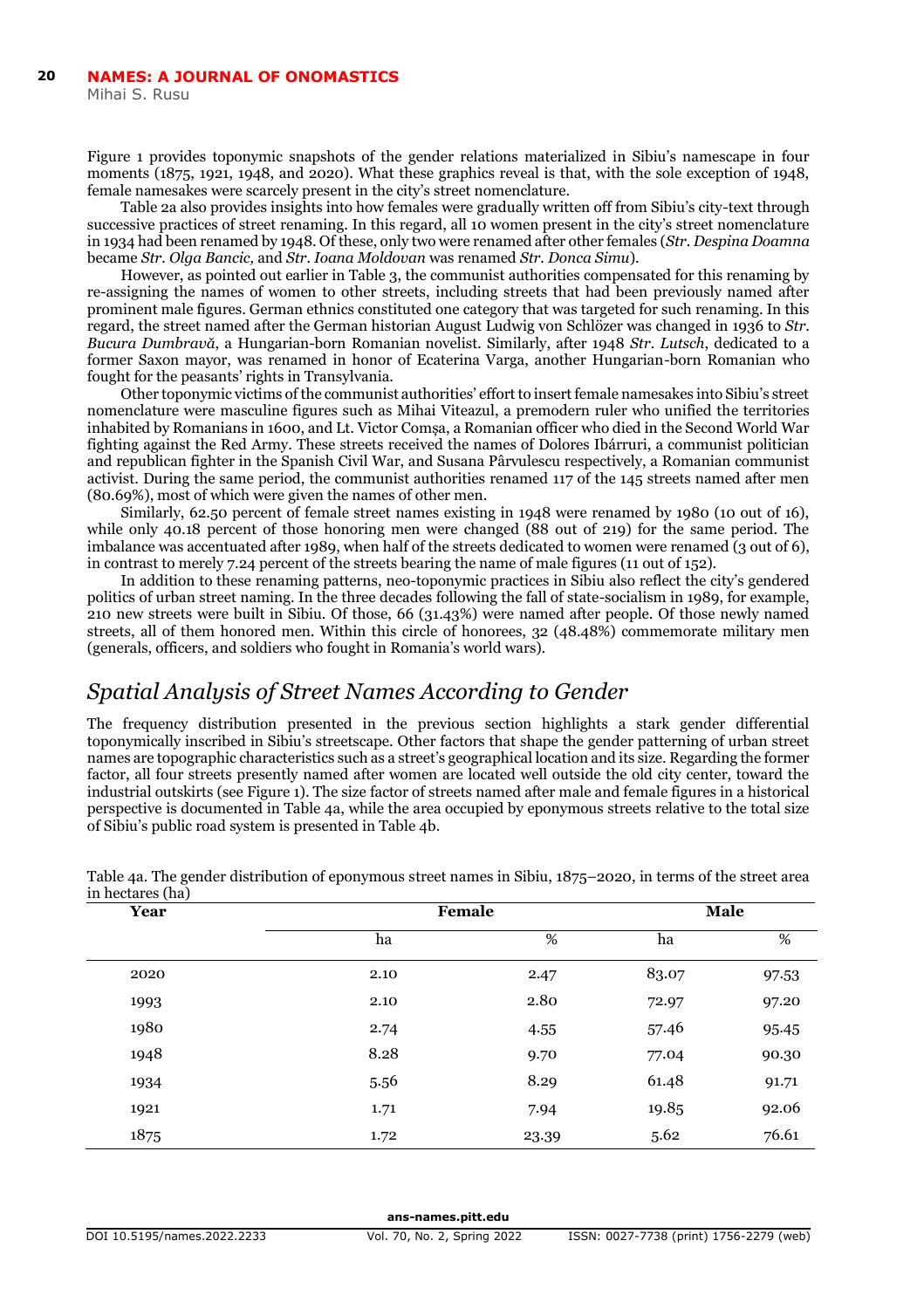Figure 1 provides toponymic snapshots of the gender relations materialized in Sibiu's namescape in four moments (1875, 1921, 1948, and 2020). What these graphics reveal is that, with the sole exception of 1948, female namesakes were scarcely present in the city's street nomenclature.

Table 2a also provides insights into how females were gradually written off from Sibiu's city-text through successive practices of street renaming. In this regard, all 10 women present in the city's street nomenclature in 1934 had been renamed by 1948. Of these, only two were renamed after other females (*Str. Despina Doamna* became *Str. Olga Bancic,* and *Str. Ioana Moldovan* was renamed *Str. Donca Simu*).

However, as pointed out earlier in Table 3, the communist authorities compensated for this renaming by re-assigning the names of women to other streets, including streets that had been previously named after prominent male figures. German ethnics constituted one category that was targeted for such renaming. In this regard, the street named after the German historian August Ludwig von Schlözer was changed in 1936 to *Str. Bucura Dumbravă*, a Hungarian-born Romanian novelist. Similarly, after 1948 *Str. Lutsch*, dedicated to a former Saxon mayor, was renamed in honor of Ecaterina Varga, another Hungarian-born Romanian who fought for the peasants' rights in Transylvania.

Other toponymic victims of the communist authorities' effort to insert female namesakes into Sibiu's street nomenclature were masculine figures such as Mihai Viteazul, a premodern ruler who unified the territories inhabited by Romanians in 1600, and Lt. Victor Comșa, a Romanian officer who died in the Second World War fighting against the Red Army. These streets received the names of Dolores Ibárruri, a communist politician and republican fighter in the Spanish Civil War, and Susana Pârvulescu respectively, a Romanian communist activist. During the same period, the communist authorities renamed 117 of the 145 streets named after men (80.69%), most of which were given the names of other men.

Similarly, 62.50 percent of female street names existing in 1948 were renamed by 1980 (10 out of 16), while only 40.18 percent of those honoring men were changed (88 out of 219) for the same period. The imbalance was accentuated after 1989, when half of the streets dedicated to women were renamed (3 out of 6), in contrast to merely 7.24 percent of the streets bearing the name of male figures (11 out of 152).

In addition to these renaming patterns, neo-toponymic practices in Sibiu also reflect the city's gendered politics of urban street naming. In the three decades following the fall of state-socialism in 1989, for example, 210 new streets were built in Sibiu. Of those, 66 (31.43%) were named after people. Of those newly named streets, all of them honored men. Within this circle of honorees, 32 (48.48%) commemorate military men (generals, officers, and soldiers who fought in Romania's world wars).

## *Spatial Analysis of Street Names According to Gender*

The frequency distribution presented in the previous section highlights a stark gender differential toponymically inscribed in Sibiu's streetscape. Other factors that shape the gender patterning of urban street names are topographic characteristics such as a street's geographical location and its size. Regarding the former factor, all four streets presently named after women are located well outside the old city center, toward the industrial outskirts (see Figure 1). The size factor of streets named after male and female figures in a historical perspective is documented in Table 4a, while the area occupied by eponymous streets relative to the total size of Sibiu's public road system is presented in Table 4b.

Table 4a. The gender distribution of eponymous street names in Sibiu, 1875–2020, in terms of the street area in hectares (ha)

| Year | Female | | Male | |
|---|---|---|---|---|
| | ha | % | ha | % |
| 2020 | 2.10 | 2.47 | 83.07 | 97.53 |
| 1993 | 2.10 | 2.80 | 72.97 | 97.20 |
| 1980 | 2.74 | 4.55 | 57.46 | 95.45 |
| 1948 | 8.28 | 9.70 | 77.04 | 90.30 |
| 1934 | 5.56 | 8.29 | 61.48 | 91.71 |
| 1921 | 1.71 | 7.94 | 19.85 | 92.06 |
| 1875 | 1.72 | 23.39 | 5.62 | 76.61 |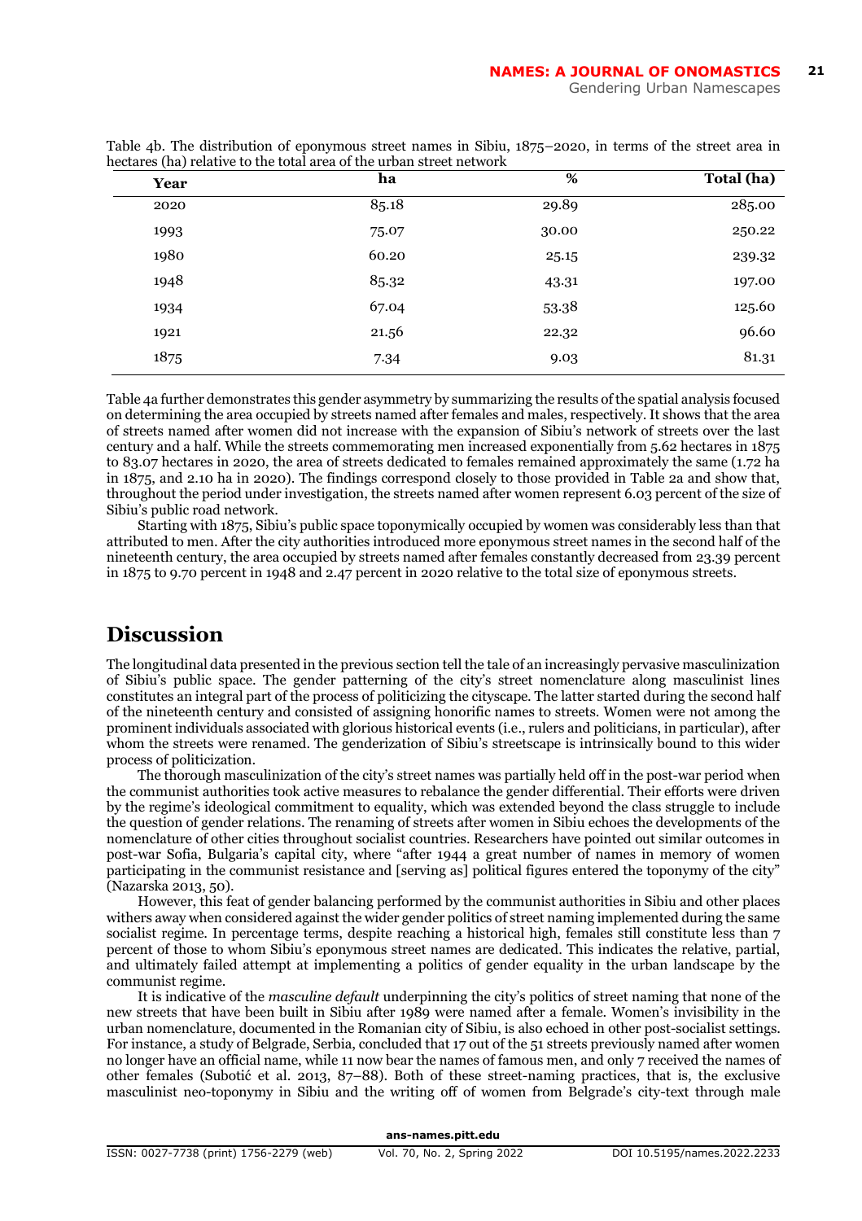Table 4b. The distribution of eponymous street names in Sibiu, 1875–2020, in terms of the street area in hectares (ha) relative to the total area of the urban street network

| Year | ha | % | Total (ha) |
|---|---|---|---|
| 2020 | 85.18 | 29.89 | 285.00 |
| 1993 | 75.07 | 30.00 | 250.22 |
| 1980 | 60.20 | 25.15 | 239.32 |
| 1948 | 85.32 | 43.31 | 197.00 |
| 1934 | 67.04 | 53.38 | 125.60 |
| 1921 | 21.56 | 22.32 | 96.60 |
| 1875 | 7.34 | 9.03 | 81.31 |

Table 4a further demonstrates this gender asymmetry by summarizing the results of the spatial analysis focused on determining the area occupied by streets named after females and males, respectively. It shows that the area of streets named after women did not increase with the expansion of Sibiu's network of streets over the last century and a half. While the streets commemorating men increased exponentially from 5.62 hectares in 1875 to 83.07 hectares in 2020, the area of streets dedicated to females remained approximately the same (1.72 ha in 1875, and 2.10 ha in 2020). The findings correspond closely to those provided in Table 2a and show that, throughout the period under investigation, the streets named after women represent 6.03 percent of the size of Sibiu's public road network.

Starting with 1875, Sibiu's public space toponymically occupied by women was considerably less than that attributed to men. After the city authorities introduced more eponymous street names in the second half of the nineteenth century, the area occupied by streets named after females constantly decreased from 23.39 percent in 1875 to 9.70 percent in 1948 and 2.47 percent in 2020 relative to the total size of eponymous streets.

## Discussion

The longitudinal data presented in the previous section tell the tale of an increasingly pervasive masculinization of Sibiu's public space. The gender patterning of the city's street nomenclature along masculinist lines constitutes an integral part of the process of politicizing the cityscape. The latter started during the second half of the nineteenth century and consisted of assigning honorific names to streets. Women were not among the prominent individuals associated with glorious historical events (i.e., rulers and politicians, in particular), after whom the streets were renamed. The genderization of Sibiu's streetscape is intrinsically bound to this wider process of politicization.

The thorough masculinization of the city's street names was partially held off in the post-war period when the communist authorities took active measures to rebalance the gender differential. Their efforts were driven by the regime's ideological commitment to equality, which was extended beyond the class struggle to include the question of gender relations. The renaming of streets after women in Sibiu echoes the developments of the nomenclature of other cities throughout socialist countries. Researchers have pointed out similar outcomes in post-war Sofia, Bulgaria's capital city, where "after 1944 a great number of names in memory of women participating in the communist resistance and [serving as] political figures entered the toponymy of the city" (Nazarska 2013, 50).

However, this feat of gender balancing performed by the communist authorities in Sibiu and other places withers away when considered against the wider gender politics of street naming implemented during the same socialist regime. In percentage terms, despite reaching a historical high, females still constitute less than 7 percent of those to whom Sibiu's eponymous street names are dedicated. This indicates the relative, partial, and ultimately failed attempt at implementing a politics of gender equality in the urban landscape by the communist regime.

It is indicative of the *masculine default* underpinning the city's politics of street naming that none of the new streets that have been built in Sibiu after 1989 were named after a female. Women's invisibility in the urban nomenclature, documented in the Romanian city of Sibiu, is also echoed in other post-socialist settings. For instance, a study of Belgrade, Serbia, concluded that 17 out of the 51 streets previously named after women no longer have an official name, while 11 now bear the names of famous men, and only 7 received the names of other females (Subotić et al. 2013, 87–88). Both of these street-naming practices, that is, the exclusive masculinist neo-toponymy in Sibiu and the writing off of women from Belgrade's city-text through male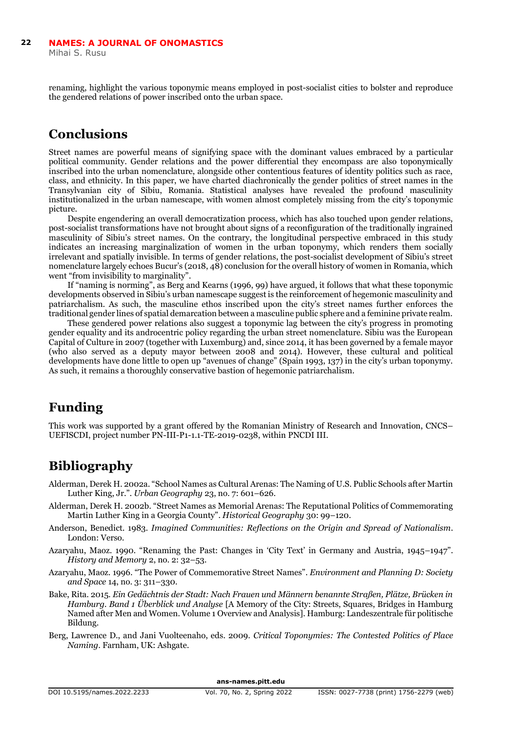renaming, highlight the various toponymic means employed in post-socialist cities to bolster and reproduce the gendered relations of power inscribed onto the urban space.

## Conclusions

Street names are powerful means of signifying space with the dominant values embraced by a particular political community. Gender relations and the power differential they encompass are also toponymically inscribed into the urban nomenclature, alongside other contentious features of identity politics such as race, class, and ethnicity. In this paper, we have charted diachronically the gender politics of street names in the Transylvanian city of Sibiu, Romania. Statistical analyses have revealed the profound masculinity institutionalized in the urban namescape, with women almost completely missing from the city's toponymic picture.

Despite engendering an overall democratization process, which has also touched upon gender relations, post-socialist transformations have not brought about signs of a reconfiguration of the traditionally ingrained masculinity of Sibiu's street names. On the contrary, the longitudinal perspective embraced in this study indicates an increasing marginalization of women in the urban toponymy, which renders them socially irrelevant and spatially invisible. In terms of gender relations, the post-socialist development of Sibiu's street nomenclature largely echoes Bucur's (2018, 48) conclusion for the overall history of women in Romania, which went "from invisibility to marginality".

If "naming is norming", as Berg and Kearns (1996, 99) have argued, it follows that what these toponymic developments observed in Sibiu's urban namescape suggest is the reinforcement of hegemonic masculinity and patriarchalism. As such, the masculine ethos inscribed upon the city's street names further enforces the traditional gender lines of spatial demarcation between a masculine public sphere and a feminine private realm.

These gendered power relations also suggest a toponymic lag between the city's progress in promoting gender equality and its androcentric policy regarding the urban street nomenclature. Sibiu was the European Capital of Culture in 2007 (together with Luxemburg) and, since 2014, it has been governed by a female mayor (who also served as a deputy mayor between 2008 and 2014). However, these cultural and political developments have done little to open up "avenues of change" (Spain 1993, 137) in the city's urban toponymy. As such, it remains a thoroughly conservative bastion of hegemonic patriarchalism.

## Funding

This work was supported by a grant offered by the Romanian Ministry of Research and Innovation, CNCS–UEFISCDI, project number PN-III-P1-1.1-TE-2019-0238, within PNCDI III.

## Bibliography

Alderman, Derek H. 2002a. "School Names as Cultural Arenas: The Naming of U.S. Public Schools after Martin Luther King, Jr.". *Urban Geography* 23, no. 7: 601–626.

Alderman, Derek H. 2002b. "Street Names as Memorial Arenas: The Reputational Politics of Commemorating Martin Luther King in a Georgia County". *Historical Geography* 30: 99–120.

Anderson, Benedict. 1983. *Imagined Communities: Reflections on the Origin and Spread of Nationalism*. London: Verso.

Azaryahu, Maoz. 1990. "Renaming the Past: Changes in 'City Text' in Germany and Austria, 1945–1947". *History and Memory* 2, no. 2: 32–53.

Azaryahu, Maoz. 1996. "The Power of Commemorative Street Names". *Environment and Planning D: Society and Space* 14, no. 3: 311–330.

Bake, Rita. 2015. *Ein Gedächtnis der Stadt: Nach Frauen und Männern benannte Straßen, Plätze, Brücken in Hamburg. Band 1 Überblick und Analyse* [A Memory of the City: Streets, Squares, Bridges in Hamburg Named after Men and Women. Volume 1 Overview and Analysis]. Hamburg: Landeszentrale für politische Bildung.

Berg, Lawrence D., and Jani Vuolteenaho, eds. 2009. *Critical Toponymies: The Contested Politics of Place Naming*. Farnham, UK: Ashgate.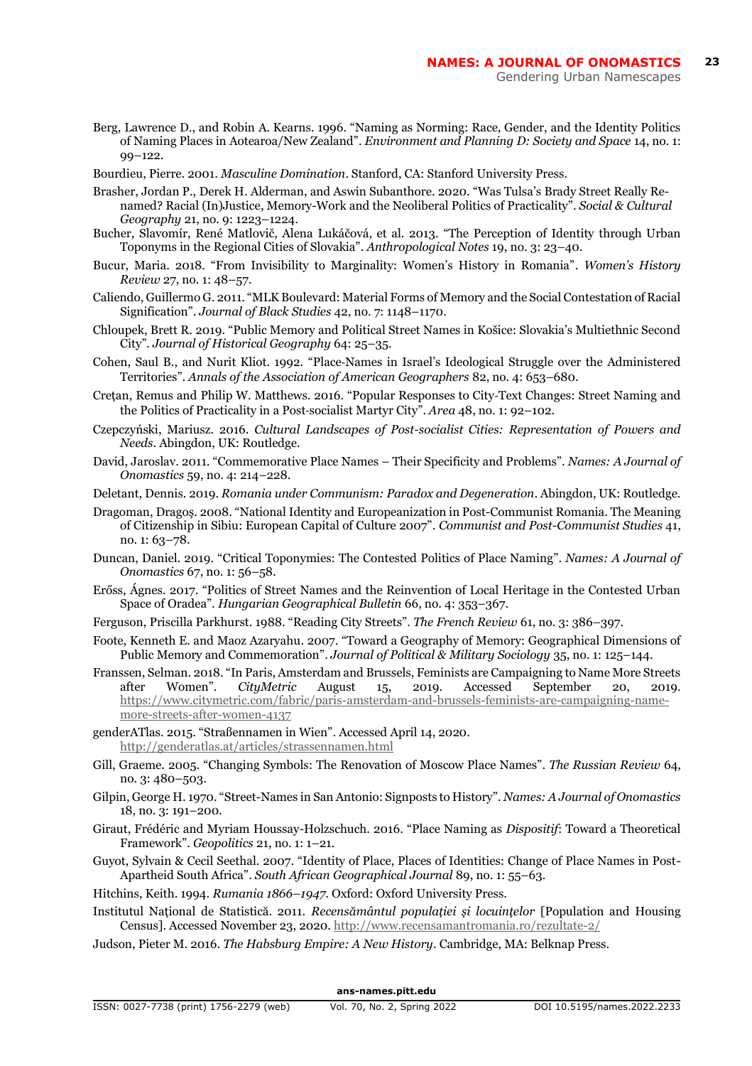Berg, Lawrence D., and Robin A. Kearns. 1996. "Naming as Norming: Race, Gender, and the Identity Politics of Naming Places in Aotearoa/New Zealand". *Environment and Planning D: Society and Space* 14, no. 1: 99–122.

Bourdieu, Pierre. 2001. *Masculine Domination*. Stanford, CA: Stanford University Press.

Brasher, Jordan P., Derek H. Alderman, and Aswin Subanthore. 2020. "Was Tulsa's Brady Street Really Renamed? Racial (In)Justice, Memory-Work and the Neoliberal Politics of Practicality". *Social & Cultural Geography* 21, no. 9: 1223–1224.

Bucher, Slavomír, René Matlovič, Alena Lukáčová, et al. 2013. "The Perception of Identity through Urban Toponyms in the Regional Cities of Slovakia". *Anthropological Notes* 19, no. 3: 23–40.

Bucur, Maria. 2018. "From Invisibility to Marginality: Women's History in Romania". *Women's History Review* 27, no. 1: 48–57.

Caliendo, Guillermo G. 2011. "MLK Boulevard: Material Forms of Memory and the Social Contestation of Racial Signification". *Journal of Black Studies* 42, no. 7: 1148–1170.

Chloupek, Brett R. 2019. "Public Memory and Political Street Names in Košice: Slovakia's Multiethnic Second City". *Journal of Historical Geography* 64: 25–35.

Cohen, Saul B., and Nurit Kliot. 1992. "Place-Names in Israel's Ideological Struggle over the Administered Territories". *Annals of the Association of American Geographers* 82, no. 4: 653–680.

Creţan, Remus and Philip W. Matthews. 2016. "Popular Responses to City-Text Changes: Street Naming and the Politics of Practicality in a Post-socialist Martyr City". *Area* 48, no. 1: 92–102.

Czepczyński, Mariusz. 2016. *Cultural Landscapes of Post-socialist Cities: Representation of Powers and Needs*. Abingdon, UK: Routledge.

David, Jaroslav. 2011. "Commemorative Place Names – Their Specificity and Problems". *Names: A Journal of Onomastics* 59, no. 4: 214–228.

Deletant, Dennis. 2019. *Romania under Communism: Paradox and Degeneration*. Abingdon, UK: Routledge.

Dragoman, Dragoş. 2008. "National Identity and Europeanization in Post-Communist Romania. The Meaning of Citizenship in Sibiu: European Capital of Culture 2007". *Communist and Post-Communist Studies* 41, no. 1: 63–78.

Duncan, Daniel. 2019. "Critical Toponymies: The Contested Politics of Place Naming". *Names: A Journal of Onomastics* 67, no. 1: 56–58.

Erőss, Ágnes. 2017. "Politics of Street Names and the Reinvention of Local Heritage in the Contested Urban Space of Oradea". *Hungarian Geographical Bulletin* 66, no. 4: 353–367.

Ferguson, Priscilla Parkhurst. 1988. "Reading City Streets". *The French Review* 61, no. 3: 386–397.

Foote, Kenneth E. and Maoz Azaryahu. 2007. "Toward a Geography of Memory: Geographical Dimensions of Public Memory and Commemoration". *Journal of Political & Military Sociology* 35, no. 1: 125–144.

Franssen, Selman. 2018. "In Paris, Amsterdam and Brussels, Feminists are Campaigning to Name More Streets after Women". *CityMetric* August 15, 2019. Accessed September 20, 2019. https://www.citymetric.com/fabric/paris-amsterdam-and-brussels-feminists-are-campaigning-name-more-streets-after-women-4137

genderATlas. 2015. "Straßennamen in Wien". Accessed April 14, 2020. http://genderatlas.at/articles/strassennamen.html

Gill, Graeme. 2005. "Changing Symbols: The Renovation of Moscow Place Names". *The Russian Review* 64, no. 3: 480–503.

Gilpin, George H. 1970. "Street-Names in San Antonio: Signposts to History". *Names: A Journal of Onomastics* 18, no. 3: 191–200.

Giraut, Frédéric and Myriam Houssay-Holzschuch. 2016. "Place Naming as *Dispositif*: Toward a Theoretical Framework". *Geopolitics* 21, no. 1: 1–21.

Guyot, Sylvain & Cecil Seethal. 2007. "Identity of Place, Places of Identities: Change of Place Names in Post-Apartheid South Africa". *South African Geographical Journal* 89, no. 1: 55–63.

Hitchins, Keith. 1994. *Rumania 1866–1947*. Oxford: Oxford University Press.

Institutul Naţional de Statistică. 2011. *Recensământul populaţiei şi locuinţelor* [Population and Housing Census]. Accessed November 23, 2020. http://www.recensamantromania.ro/rezultate-2/

Judson, Pieter M. 2016. *The Habsburg Empire: A New History*. Cambridge, MA: Belknap Press.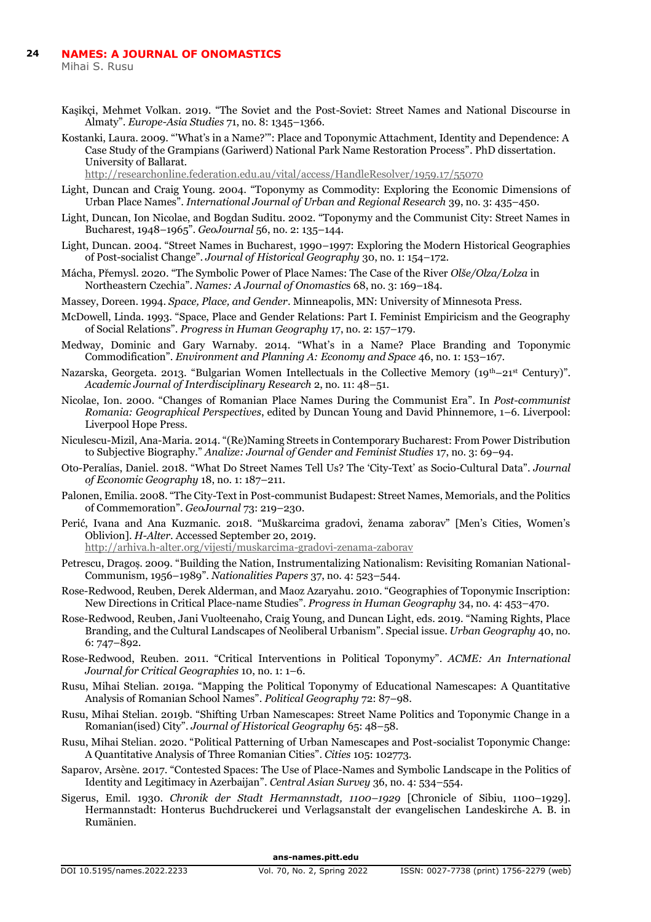Kaşikçi, Mehmet Volkan. 2019. "The Soviet and the Post-Soviet: Street Names and National Discourse in Almaty". *Europe-Asia Studies* 71, no. 8: 1345–1366.

Kostanki, Laura. 2009. "'What's in a Name?'": Place and Toponymic Attachment, Identity and Dependence: A Case Study of the Grampians (Gariwerd) National Park Name Restoration Process". PhD dissertation. University of Ballarat. http://researchonline.federation.edu.au/vital/access/HandleResolver/1959.17/55070

Light, Duncan and Craig Young. 2004. "Toponymy as Commodity: Exploring the Economic Dimensions of Urban Place Names". *International Journal of Urban and Regional Research* 39, no. 3: 435–450.

Light, Duncan, Ion Nicolae, and Bogdan Suditu. 2002. "Toponymy and the Communist City: Street Names in Bucharest, 1948–1965". *GeoJournal* 56, no. 2: 135–144.

Light, Duncan. 2004. "Street Names in Bucharest, 1990–1997: Exploring the Modern Historical Geographies of Post-socialist Change". *Journal of Historical Geography* 30, no. 1: 154–172.

Mácha, Přemysl. 2020. "The Symbolic Power of Place Names: The Case of the River *Olše/Olza/Łolza* in Northeastern Czechia". *Names: A Journal of Onomastics* 68, no. 3: 169–184.

Massey, Doreen. 1994. *Space, Place, and Gender*. Minneapolis, MN: University of Minnesota Press.

McDowell, Linda. 1993. "Space, Place and Gender Relations: Part I. Feminist Empiricism and the Geography of Social Relations". *Progress in Human Geography* 17, no. 2: 157–179.

Medway, Dominic and Gary Warnaby. 2014. "What's in a Name? Place Branding and Toponymic Commodification". *Environment and Planning A: Economy and Space* 46, no. 1: 153–167.

Nazarska, Georgeta. 2013. "Bulgarian Women Intellectuals in the Collective Memory (19th–21st Century)". *Academic Journal of Interdisciplinary Research* 2, no. 11: 48–51.

Nicolae, Ion. 2000. "Changes of Romanian Place Names During the Communist Era". In *Post-communist Romania: Geographical Perspectives*, edited by Duncan Young and David Phinnemore, 1–6. Liverpool: Liverpool Hope Press.

Niculescu-Mizil, Ana-Maria. 2014. "(Re)Naming Streets in Contemporary Bucharest: From Power Distribution to Subjective Biography." *Analize: Journal of Gender and Feminist Studies* 17, no. 3: 69–94.

Oto-Peralías, Daniel. 2018. "What Do Street Names Tell Us? The 'City-Text' as Socio-Cultural Data". *Journal of Economic Geography* 18, no. 1: 187–211.

Palonen, Emilia. 2008. "The City-Text in Post-communist Budapest: Street Names, Memorials, and the Politics of Commemoration". *GeoJournal* 73: 219–230.

Perić, Ivana and Ana Kuzmanic. 2018. "Muškarcima gradovi, ženama zaborav" [Men's Cities, Women's Oblivion]. *H-Alter*. Accessed September 20, 2019. http://arhiva.h-alter.org/vijesti/muskarcima-gradovi-zenama-zaborav

Petrescu, Dragoș. 2009. "Building the Nation, Instrumentalizing Nationalism: Revisiting Romanian National-Communism, 1956–1989". *Nationalities Papers* 37, no. 4: 523–544.

Rose-Redwood, Reuben, Derek Alderman, and Maoz Azaryahu. 2010. "Geographies of Toponymic Inscription: New Directions in Critical Place-name Studies". *Progress in Human Geography* 34, no. 4: 453–470.

Rose-Redwood, Reuben, Jani Vuolteenaho, Craig Young, and Duncan Light, eds. 2019. "Naming Rights, Place Branding, and the Cultural Landscapes of Neoliberal Urbanism". Special issue. *Urban Geography* 40, no. 6: 747–892.

Rose-Redwood, Reuben. 2011. "Critical Interventions in Political Toponymy". *ACME: An International Journal for Critical Geographies* 10, no. 1: 1–6.

Rusu, Mihai Stelian. 2019a. "Mapping the Political Toponymy of Educational Namescapes: A Quantitative Analysis of Romanian School Names". *Political Geography* 72: 87–98.

Rusu, Mihai Stelian. 2019b. "Shifting Urban Namescapes: Street Name Politics and Toponymic Change in a Romanian(ised) City". *Journal of Historical Geography* 65: 48–58.

Rusu, Mihai Stelian. 2020. "Political Patterning of Urban Namescapes and Post-socialist Toponymic Change: A Quantitative Analysis of Three Romanian Cities". *Cities* 105: 102773.

Saparov, Arsène. 2017. "Contested Spaces: The Use of Place-Names and Symbolic Landscape in the Politics of Identity and Legitimacy in Azerbaijan". *Central Asian Survey* 36, no. 4: 534–554.

Sigerus, Emil. 1930. *Chronik der Stadt Hermannstadt, 1100–1929* [Chronicle of Sibiu, 1100–1929]. Hermannstadt: Honterus Buchdruckerei und Verlagsanstalt der evangelischen Landeskirche A. B. in Rumänien.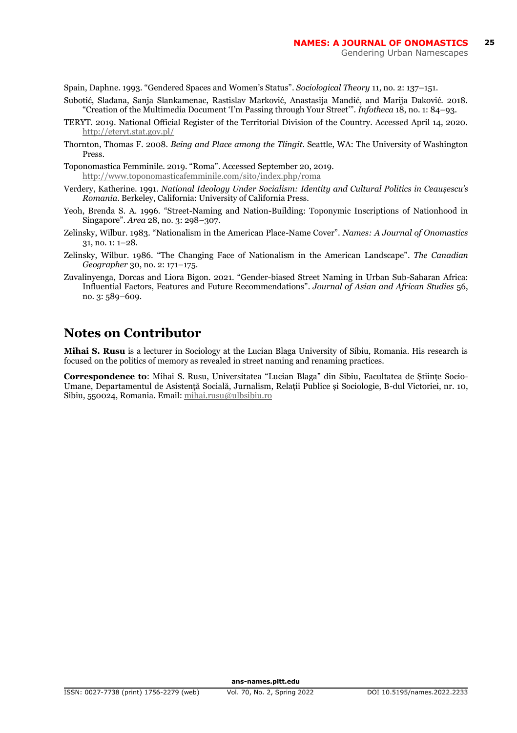Spain, Daphne. 1993. "Gendered Spaces and Women's Status". *Sociological Theory* 11, no. 2: 137–151.

Subotić, Slađana, Sanja Slankamenac, Rastislav Marković, Anastasija Mandić, and Marija Daković. 2018. "Creation of the Multimedia Document 'I'm Passing through Your Street'". *Infotheca* 18, no. 1: 84–93.

TERYT. 2019. National Official Register of the Territorial Division of the Country. Accessed April 14, 2020. http://eteryt.stat.gov.pl/

Thornton, Thomas F. 2008. *Being and Place among the Tlingit*. Seattle, WA: The University of Washington Press.

Toponomastica Femminile. 2019. "Roma". Accessed September 20, 2019. http://www.toponomasticafemminile.com/sito/index.php/roma

Verdery, Katherine. 1991. *National Ideology Under Socialism: Identity and Cultural Politics in Ceaușescu's Romania*. Berkeley, California: University of California Press.

Yeoh, Brenda S. A. 1996. "Street-Naming and Nation-Building: Toponymic Inscriptions of Nationhood in Singapore". *Area* 28, no. 3: 298–307.

Zelinsky, Wilbur. 1983. "Nationalism in the American Place-Name Cover". *Names: A Journal of Onomastics* 31, no. 1: 1–28.

Zelinsky, Wilbur. 1986. "The Changing Face of Nationalism in the American Landscape". *The Canadian Geographer* 30, no. 2: 171–175.

Zuvalinyenga, Dorcas and Liora Bigon. 2021. "Gender-biased Street Naming in Urban Sub-Saharan Africa: Influential Factors, Features and Future Recommendations". *Journal of Asian and African Studies* 56, no. 3: 589–609.

## Notes on Contributor

**Mihai S. Rusu** is a lecturer in Sociology at the Lucian Blaga University of Sibiu, Romania. His research is focused on the politics of memory as revealed in street naming and renaming practices.

**Correspondence to**: Mihai S. Rusu, Universitatea "Lucian Blaga" din Sibiu, Facultatea de Științe Socio-Umane, Departamentul de Asistență Socială, Jurnalism, Relații Publice și Sociologie, B-dul Victoriei, nr. 10, Sibiu, 550024, Romania. Email: mihai.rusu@ulbsibiu.ro